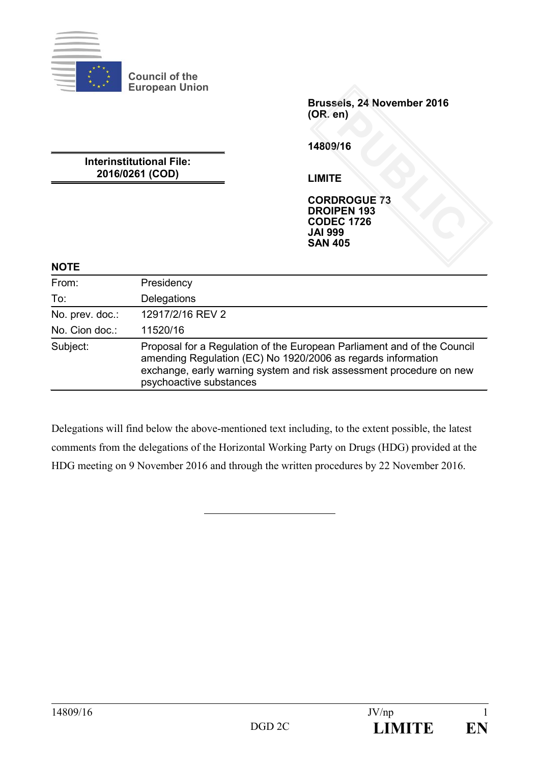Council of the European Union

**Brussels, 24 November 2016**
**(OR. en)**

**14809/16**

**Interinstitutional File:**
**2016/0261 (COD)**

**LIMITE**

**CORDROGUE 73**
**DROIPEN 193**
**CODEC 1726**
**JAI 999**
**SAN 405**

**NOTE**

| | |
|---|---|
| From: | Presidency |
| To: | Delegations |
| No. prev. doc.: | 12917/2/16 REV 2 |
| No. Cion doc.: | 11520/16 |
| Subject: | Proposal for a Regulation of the European Parliament and of the Council amending Regulation (EC) No 1920/2006 as regards information exchange, early warning system and risk assessment procedure on new psychoactive substances |

Delegations will find below the above-mentioned text including, to the extent possible, the latest comments from the delegations of the Horizontal Working Party on Drugs (HDG) provided at the HDG meeting on 9 November 2016 and through the written procedures by 22 November 2016.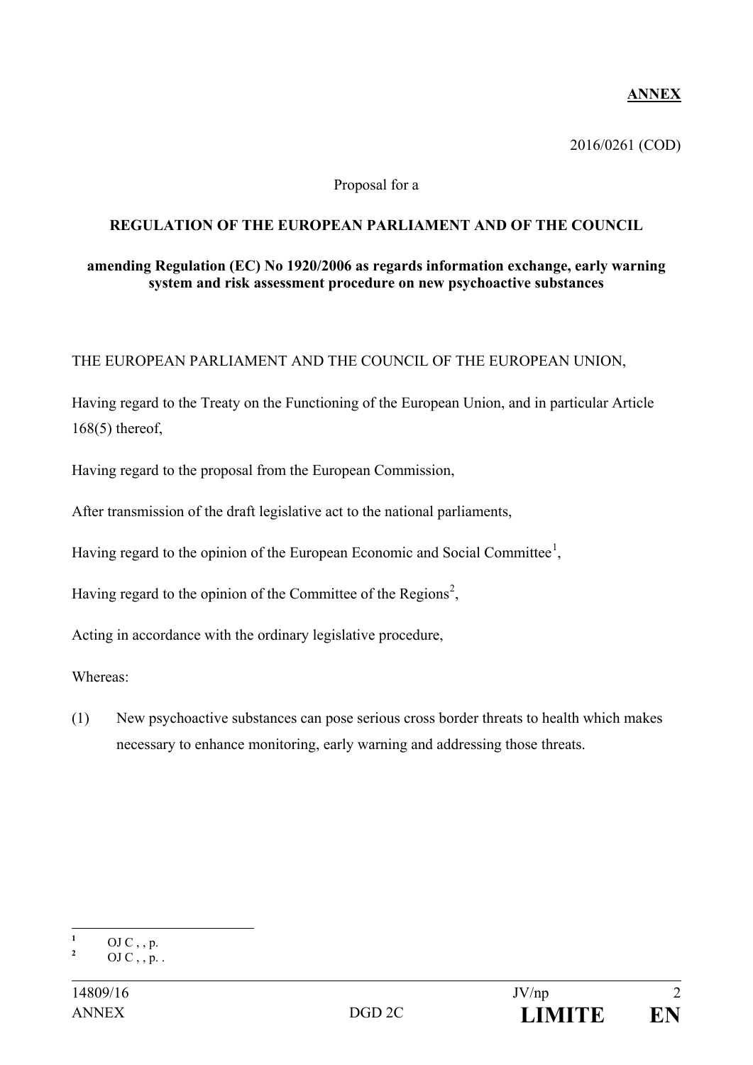**ANNEX**

2016/0261 (COD)

Proposal for a

**REGULATION OF THE EUROPEAN PARLIAMENT AND OF THE COUNCIL**

**amending Regulation (EC) No 1920/2006 as regards information exchange, early warning system and risk assessment procedure on new psychoactive substances**

THE EUROPEAN PARLIAMENT AND THE COUNCIL OF THE EUROPEAN UNION,

Having regard to the Treaty on the Functioning of the European Union, and in particular Article 168(5) thereof,

Having regard to the proposal from the European Commission,

After transmission of the draft legislative act to the national parliaments,

Having regard to the opinion of the European Economic and Social Committee[1],

Having regard to the opinion of the Committee of the Regions[2],

Acting in accordance with the ordinary legislative procedure,

Whereas:

(1) New psychoactive substances can pose serious cross border threats to health which makes necessary to enhance monitoring, early warning and addressing those threats.

---

[1] OJ C , , p.

[2] OJ C , , p. .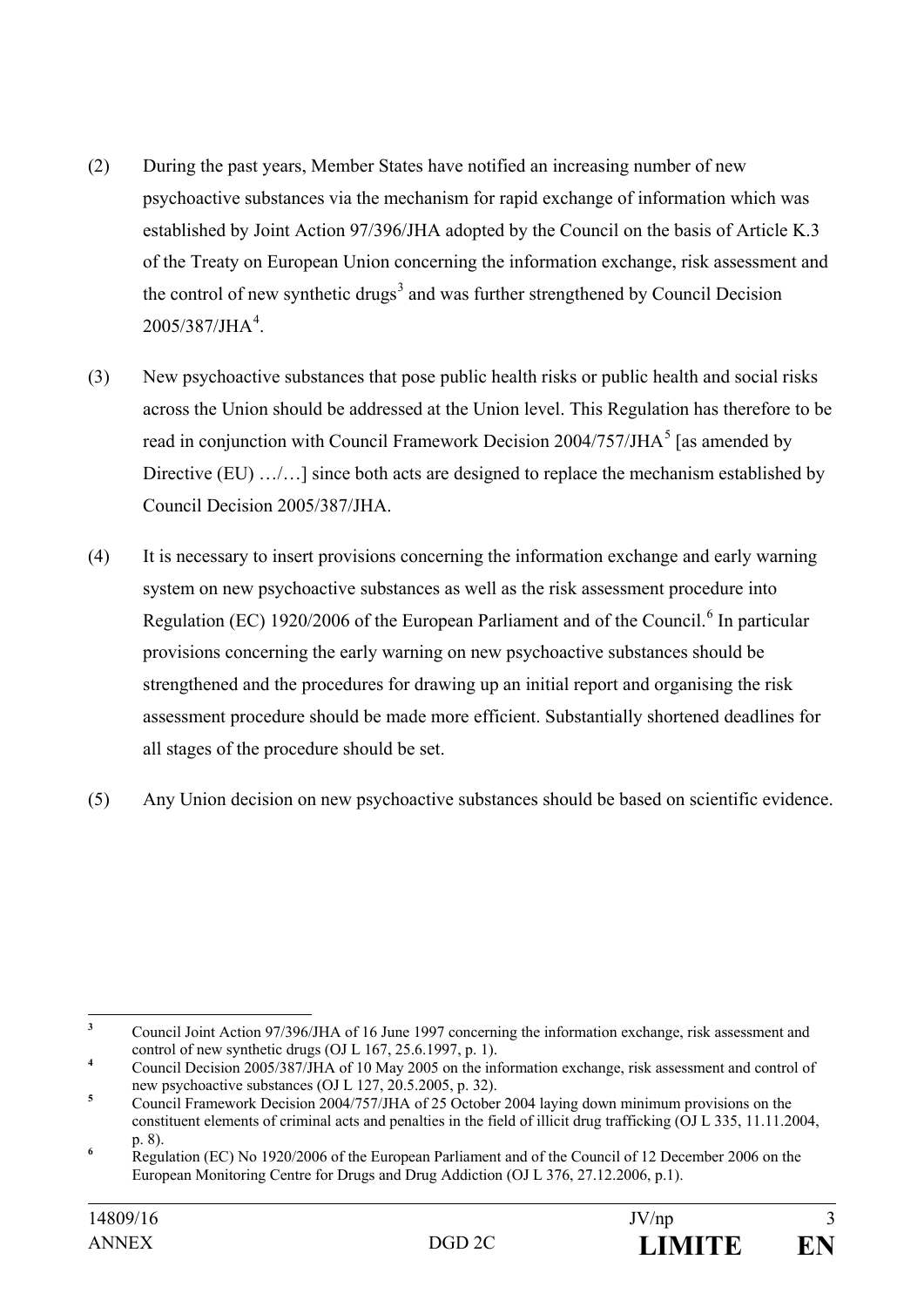(2) During the past years, Member States have notified an increasing number of new psychoactive substances via the mechanism for rapid exchange of information which was established by Joint Action 97/396/JHA adopted by the Council on the basis of Article K.3 of the Treaty on European Union concerning the information exchange, risk assessment and the control of new synthetic drugs[3] and was further strengthened by Council Decision 2005/387/JHA[4].

(3) New psychoactive substances that pose public health risks or public health and social risks across the Union should be addressed at the Union level. This Regulation has therefore to be read in conjunction with Council Framework Decision 2004/757/JHA[5] [as amended by Directive (EU) …/…] since both acts are designed to replace the mechanism established by Council Decision 2005/387/JHA.

(4) It is necessary to insert provisions concerning the information exchange and early warning system on new psychoactive substances as well as the risk assessment procedure into Regulation (EC) 1920/2006 of the European Parliament and of the Council.[6] In particular provisions concerning the early warning on new psychoactive substances should be strengthened and the procedures for drawing up an initial report and organising the risk assessment procedure should be made more efficient. Substantially shortened deadlines for all stages of the procedure should be set.

(5) Any Union decision on new psychoactive substances should be based on scientific evidence.

---

[3] Council Joint Action 97/396/JHA of 16 June 1997 concerning the information exchange, risk assessment and control of new synthetic drugs (OJ L 167, 25.6.1997, p. 1).

[4] Council Decision 2005/387/JHA of 10 May 2005 on the information exchange, risk assessment and control of new psychoactive substances (OJ L 127, 20.5.2005, p. 32).

[5] Council Framework Decision 2004/757/JHA of 25 October 2004 laying down minimum provisions on the constituent elements of criminal acts and penalties in the field of illicit drug trafficking (OJ L 335, 11.11.2004, p. 8).

[6] Regulation (EC) No 1920/2006 of the European Parliament and of the Council of 12 December 2006 on the European Monitoring Centre for Drugs and Drug Addiction (OJ L 376, 27.12.2006, p.1).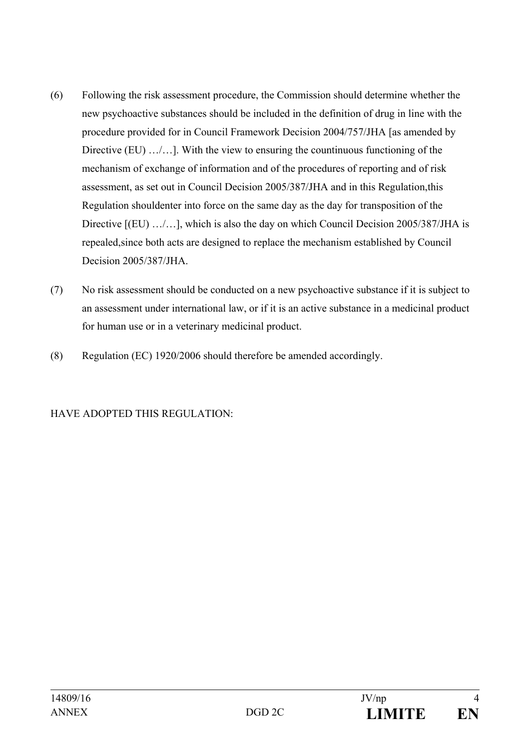(6) Following the risk assessment procedure, the Commission should determine whether the new psychoactive substances should be included in the definition of drug in line with the procedure provided for in Council Framework Decision 2004/757/JHA [as amended by Directive (EU) …/…]. With the view to ensuring the countinuous functioning of the mechanism of exchange of information and of the procedures of reporting and of risk assessment, as set out in Council Decision 2005/387/JHA and in this Regulation,this Regulation shouldenter into force on the same day as the day for transposition of the Directive [(EU) …/…], which is also the day on which Council Decision 2005/387/JHA is repealed,since both acts are designed to replace the mechanism established by Council Decision 2005/387/JHA.

(7) No risk assessment should be conducted on a new psychoactive substance if it is subject to an assessment under international law, or if it is an active substance in a medicinal product for human use or in a veterinary medicinal product.

(8) Regulation (EC) 1920/2006 should therefore be amended accordingly.

HAVE ADOPTED THIS REGULATION: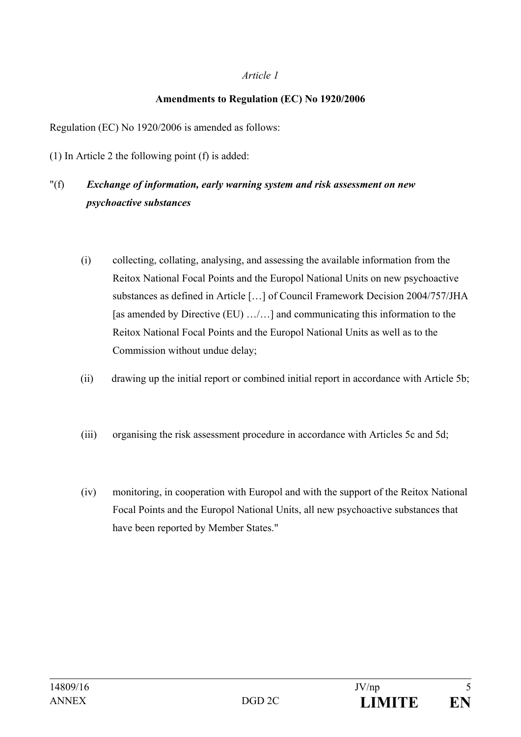*Article 1*

**Amendments to Regulation (EC) No 1920/2006**

Regulation (EC) No 1920/2006 is amended as follows:

(1) In Article 2 the following point (f) is added:

"(f) ***Exchange of information, early warning system and risk assessment on new psychoactive substances***

(i) collecting, collating, analysing, and assessing the available information from the Reitox National Focal Points and the Europol National Units on new psychoactive substances as defined in Article […] of Council Framework Decision 2004/757/JHA [as amended by Directive (EU) …/…] and communicating this information to the Reitox National Focal Points and the Europol National Units as well as to the Commission without undue delay;

(ii) drawing up the initial report or combined initial report in accordance with Article 5b;

(iii) organising the risk assessment procedure in accordance with Articles 5c and 5d;

(iv) monitoring, in cooperation with Europol and with the support of the Reitox National Focal Points and the Europol National Units, all new psychoactive substances that have been reported by Member States."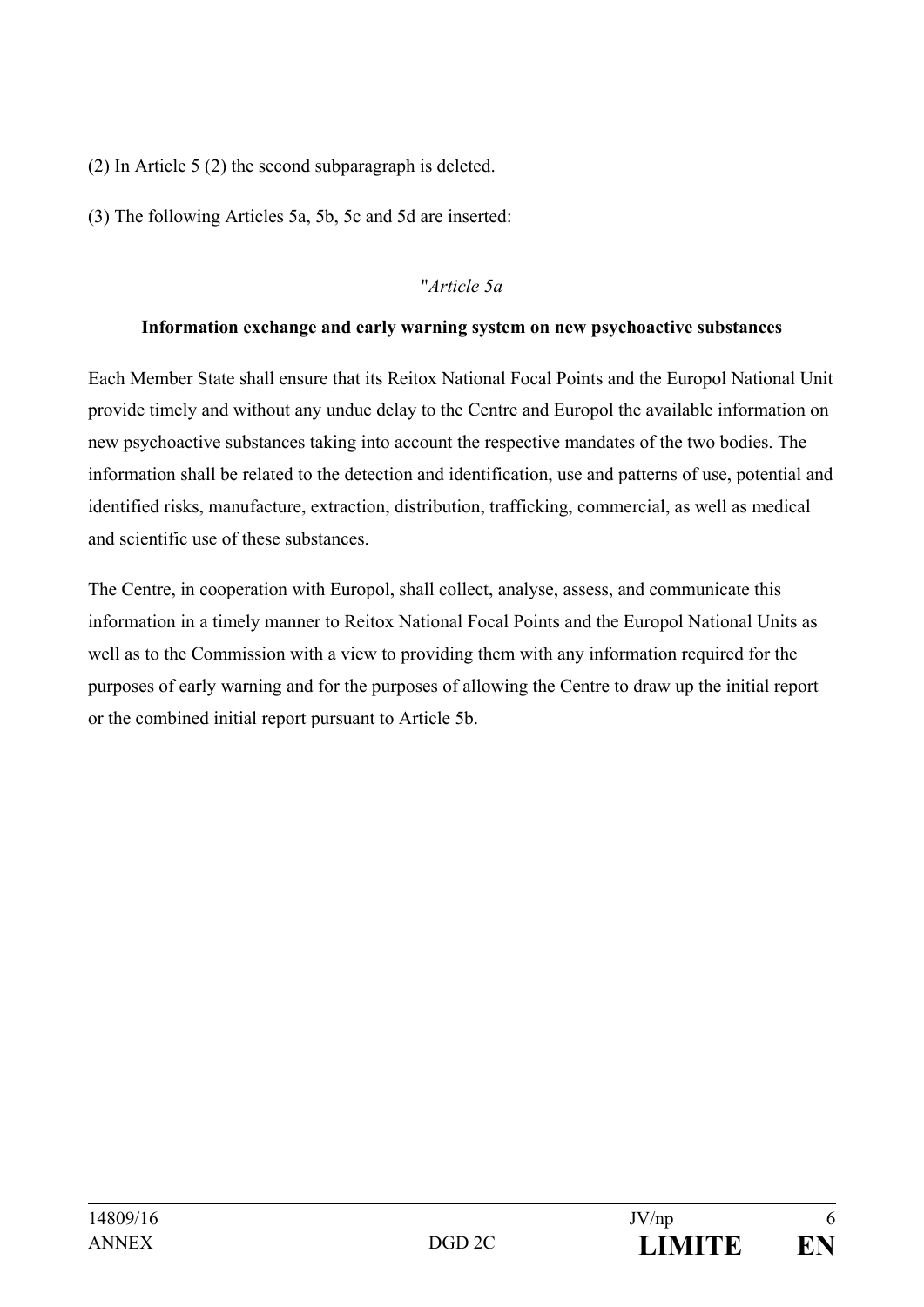(2) In Article 5 (2) the second subparagraph is deleted.

(3) The following Articles 5a, 5b, 5c and 5d are inserted:

"*Article 5a*

**Information exchange and early warning system on new psychoactive substances**

Each Member State shall ensure that its Reitox National Focal Points and the Europol National Unit provide timely and without any undue delay to the Centre and Europol the available information on new psychoactive substances taking into account the respective mandates of the two bodies. The information shall be related to the detection and identification, use and patterns of use, potential and identified risks, manufacture, extraction, distribution, trafficking, commercial, as well as medical and scientific use of these substances.

The Centre, in cooperation with Europol, shall collect, analyse, assess, and communicate this information in a timely manner to Reitox National Focal Points and the Europol National Units as well as to the Commission with a view to providing them with any information required for the purposes of early warning and for the purposes of allowing the Centre to draw up the initial report or the combined initial report pursuant to Article 5b.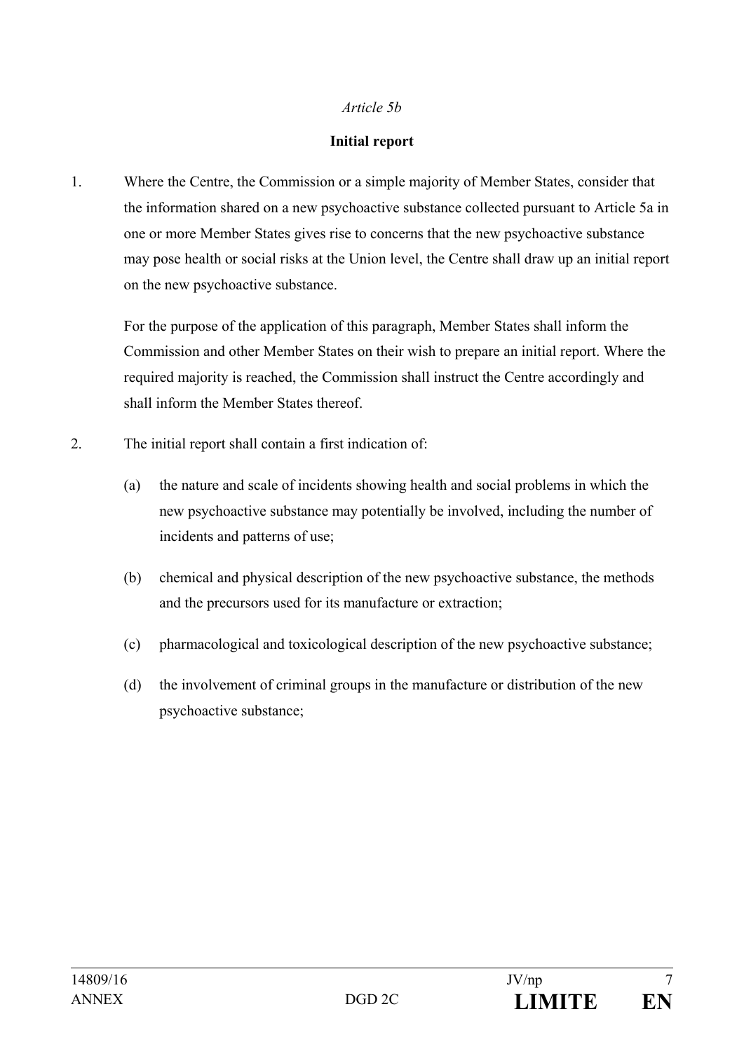*Article 5b*

**Initial report**

1. Where the Centre, the Commission or a simple majority of Member States, consider that the information shared on a new psychoactive substance collected pursuant to Article 5a in one or more Member States gives rise to concerns that the new psychoactive substance may pose health or social risks at the Union level, the Centre shall draw up an initial report on the new psychoactive substance.

   For the purpose of the application of this paragraph, Member States shall inform the Commission and other Member States on their wish to prepare an initial report. Where the required majority is reached, the Commission shall instruct the Centre accordingly and shall inform the Member States thereof.

2. The initial report shall contain a first indication of:

   (a) the nature and scale of incidents showing health and social problems in which the new psychoactive substance may potentially be involved, including the number of incidents and patterns of use;

   (b) chemical and physical description of the new psychoactive substance, the methods and the precursors used for its manufacture or extraction;

   (c) pharmacological and toxicological description of the new psychoactive substance;

   (d) the involvement of criminal groups in the manufacture or distribution of the new psychoactive substance;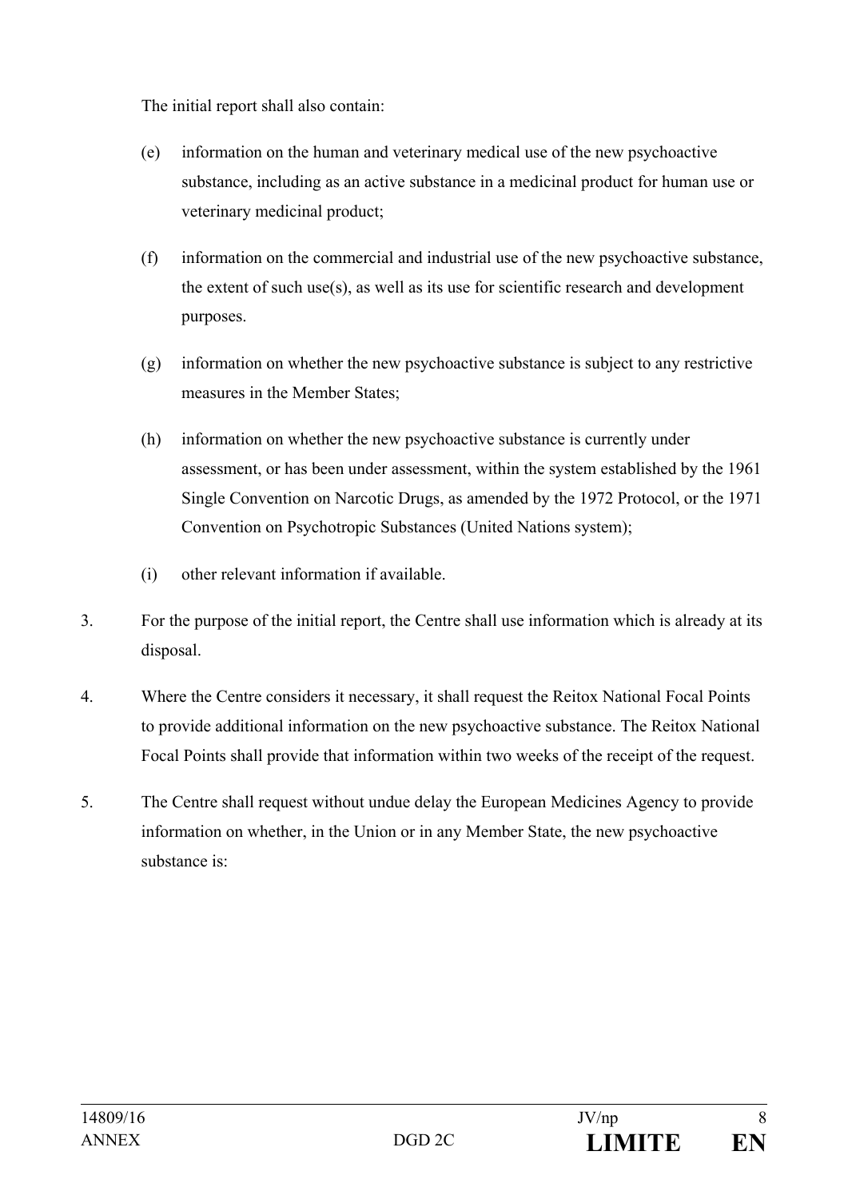The initial report shall also contain:

(e) information on the human and veterinary medical use of the new psychoactive substance, including as an active substance in a medicinal product for human use or veterinary medicinal product;

(f) information on the commercial and industrial use of the new psychoactive substance, the extent of such use(s), as well as its use for scientific research and development purposes.

(g) information on whether the new psychoactive substance is subject to any restrictive measures in the Member States;

(h) information on whether the new psychoactive substance is currently under assessment, or has been under assessment, within the system established by the 1961 Single Convention on Narcotic Drugs, as amended by the 1972 Protocol, or the 1971 Convention on Psychotropic Substances (United Nations system);

(i) other relevant information if available.

3. For the purpose of the initial report, the Centre shall use information which is already at its disposal.

4. Where the Centre considers it necessary, it shall request the Reitox National Focal Points to provide additional information on the new psychoactive substance. The Reitox National Focal Points shall provide that information within two weeks of the receipt of the request.

5. The Centre shall request without undue delay the European Medicines Agency to provide information on whether, in the Union or in any Member State, the new psychoactive substance is: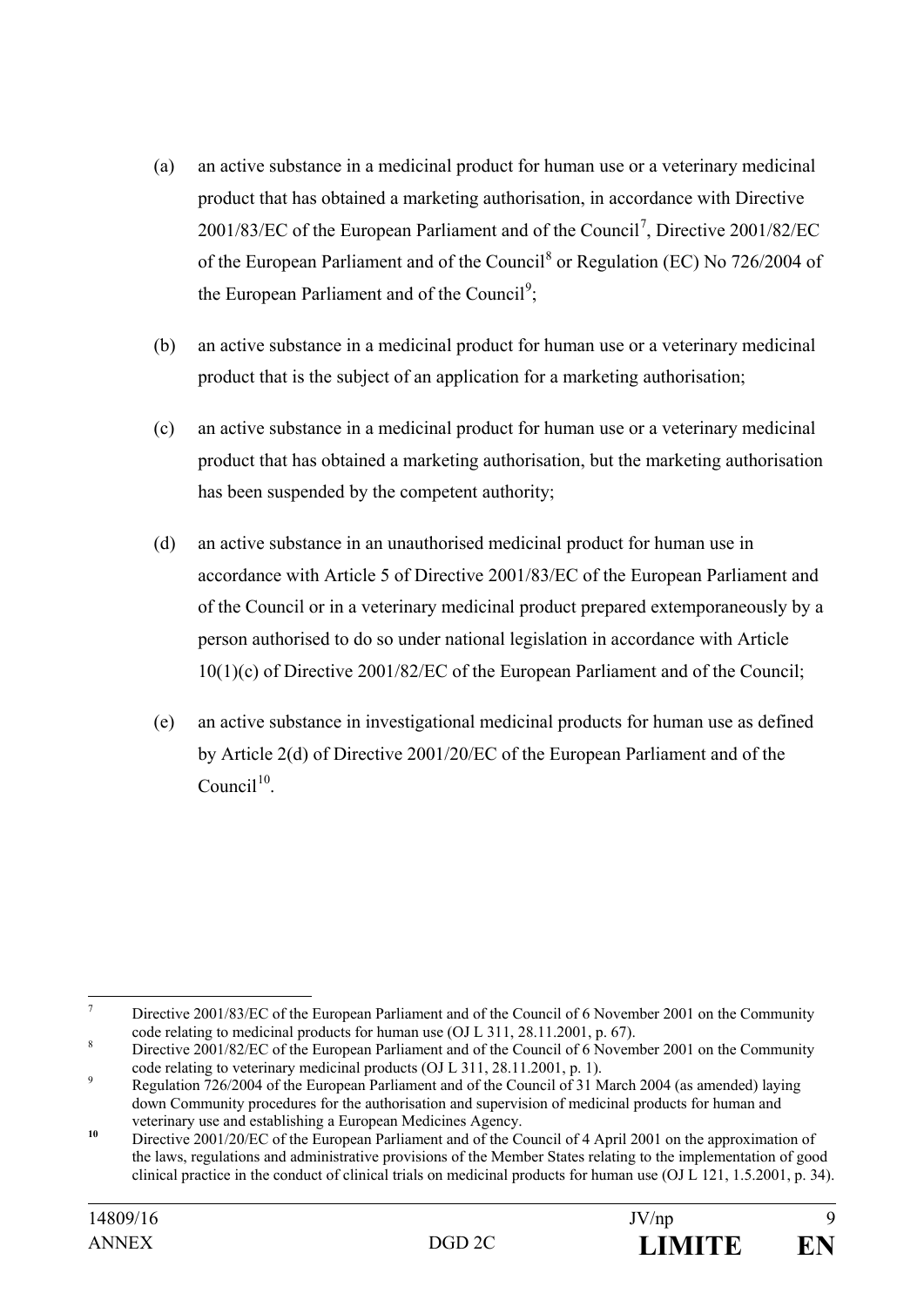(a) an active substance in a medicinal product for human use or a veterinary medicinal product that has obtained a marketing authorisation, in accordance with Directive 2001/83/EC of the European Parliament and of the Council[7], Directive 2001/82/EC of the European Parliament and of the Council[8] or Regulation (EC) No 726/2004 of the European Parliament and of the Council[9];

(b) an active substance in a medicinal product for human use or a veterinary medicinal product that is the subject of an application for a marketing authorisation;

(c) an active substance in a medicinal product for human use or a veterinary medicinal product that has obtained a marketing authorisation, but the marketing authorisation has been suspended by the competent authority;

(d) an active substance in an unauthorised medicinal product for human use in accordance with Article 5 of Directive 2001/83/EC of the European Parliament and of the Council or in a veterinary medicinal product prepared extemporaneously by a person authorised to do so under national legislation in accordance with Article 10(1)(c) of Directive 2001/82/EC of the European Parliament and of the Council;

(e) an active substance in investigational medicinal products for human use as defined by Article 2(d) of Directive 2001/20/EC of the European Parliament and of the Council[10].

---

[7] Directive 2001/83/EC of the European Parliament and of the Council of 6 November 2001 on the Community code relating to medicinal products for human use (OJ L 311, 28.11.2001, p. 67).

[8] Directive 2001/82/EC of the European Parliament and of the Council of 6 November 2001 on the Community code relating to veterinary medicinal products (OJ L 311, 28.11.2001, p. 1).

[9] Regulation 726/2004 of the European Parliament and of the Council of 31 March 2004 (as amended) laying down Community procedures for the authorisation and supervision of medicinal products for human and veterinary use and establishing a European Medicines Agency.

[10] Directive 2001/20/EC of the European Parliament and of the Council of 4 April 2001 on the approximation of the laws, regulations and administrative provisions of the Member States relating to the implementation of good clinical practice in the conduct of clinical trials on medicinal products for human use (OJ L 121, 1.5.2001, p. 34).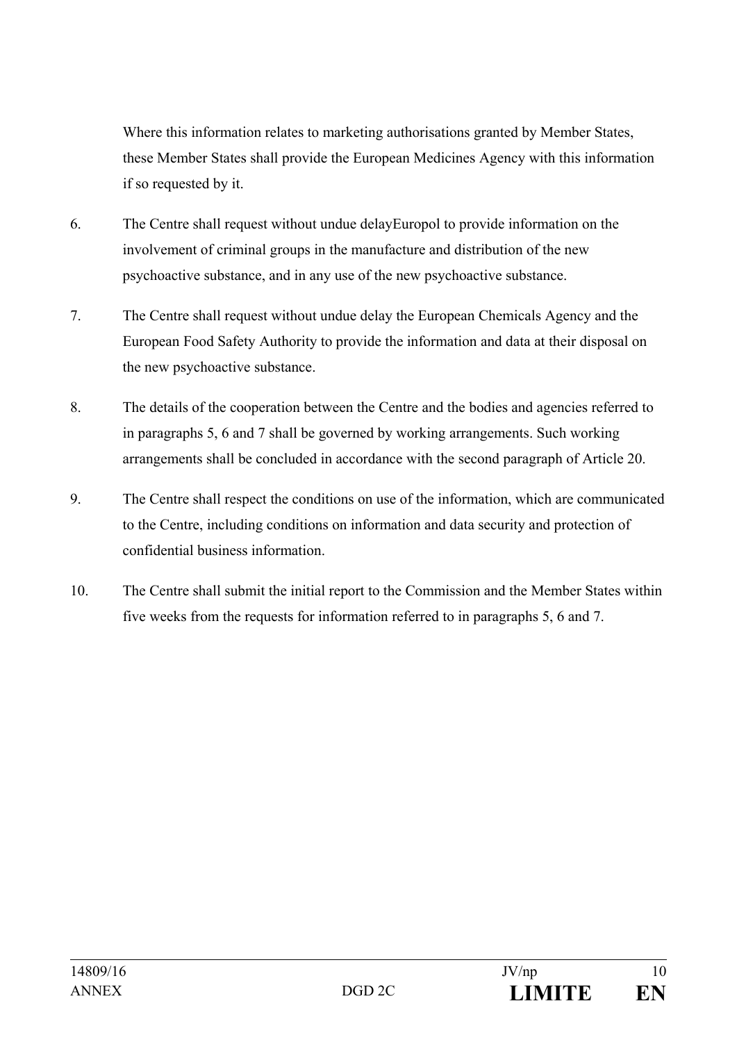Where this information relates to marketing authorisations granted by Member States, these Member States shall provide the European Medicines Agency with this information if so requested by it.

6. The Centre shall request without undue delayEuropol to provide information on the involvement of criminal groups in the manufacture and distribution of the new psychoactive substance, and in any use of the new psychoactive substance.

7. The Centre shall request without undue delay the European Chemicals Agency and the European Food Safety Authority to provide the information and data at their disposal on the new psychoactive substance.

8. The details of the cooperation between the Centre and the bodies and agencies referred to in paragraphs 5, 6 and 7 shall be governed by working arrangements. Such working arrangements shall be concluded in accordance with the second paragraph of Article 20.

9. The Centre shall respect the conditions on use of the information, which are communicated to the Centre, including conditions on information and data security and protection of confidential business information.

10. The Centre shall submit the initial report to the Commission and the Member States within five weeks from the requests for information referred to in paragraphs 5, 6 and 7.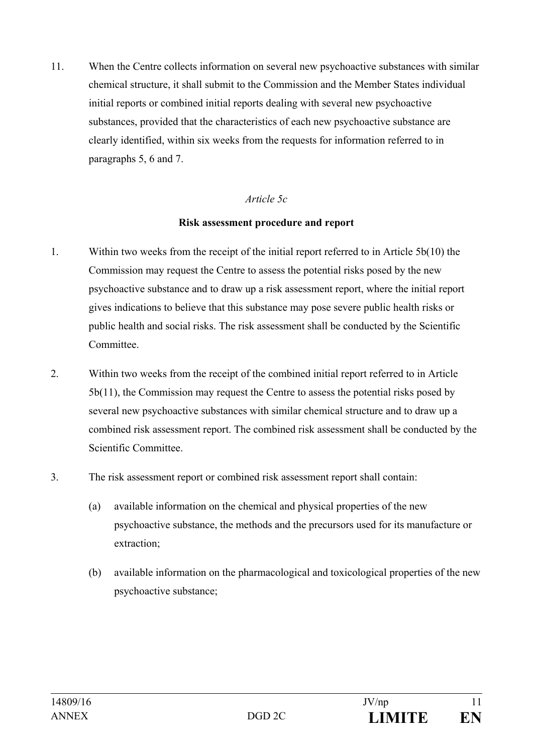11. When the Centre collects information on several new psychoactive substances with similar chemical structure, it shall submit to the Commission and the Member States individual initial reports or combined initial reports dealing with several new psychoactive substances, provided that the characteristics of each new psychoactive substance are clearly identified, within six weeks from the requests for information referred to in paragraphs 5, 6 and 7.

*Article 5c*

**Risk assessment procedure and report**

1. Within two weeks from the receipt of the initial report referred to in Article 5b(10) the Commission may request the Centre to assess the potential risks posed by the new psychoactive substance and to draw up a risk assessment report, where the initial report gives indications to believe that this substance may pose severe public health risks or public health and social risks. The risk assessment shall be conducted by the Scientific Committee.

2. Within two weeks from the receipt of the combined initial report referred to in Article 5b(11), the Commission may request the Centre to assess the potential risks posed by several new psychoactive substances with similar chemical structure and to draw up a combined risk assessment report. The combined risk assessment shall be conducted by the Scientific Committee.

3. The risk assessment report or combined risk assessment report shall contain:

   (a) available information on the chemical and physical properties of the new psychoactive substance, the methods and the precursors used for its manufacture or extraction;

   (b) available information on the pharmacological and toxicological properties of the new psychoactive substance;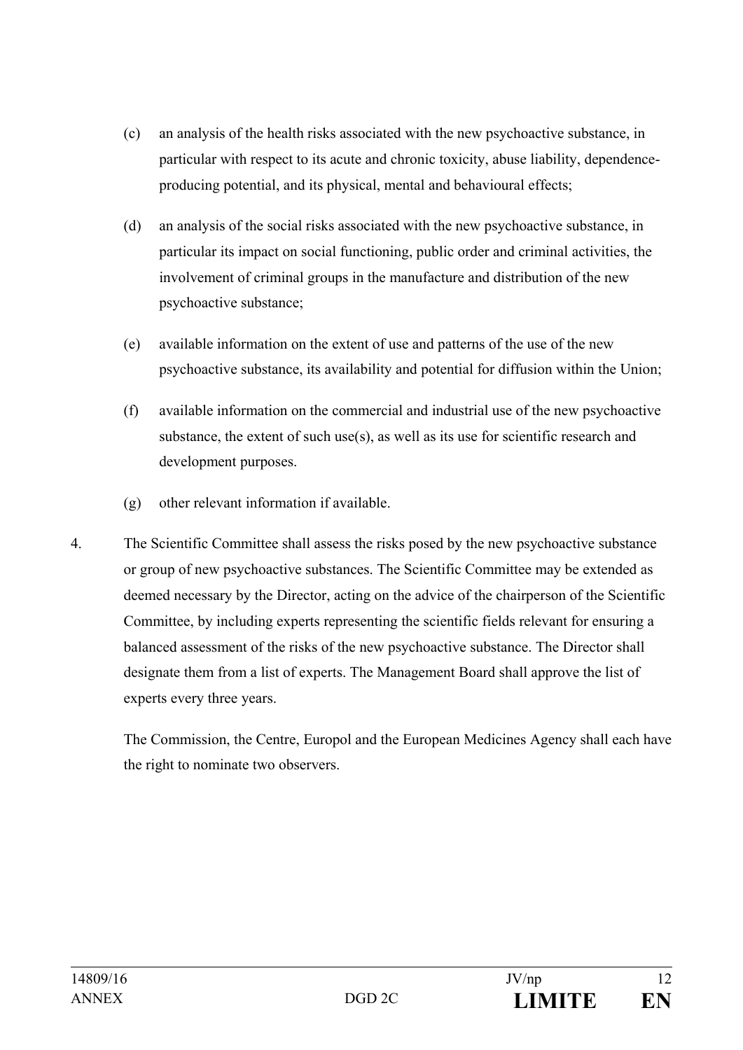(c) an analysis of the health risks associated with the new psychoactive substance, in particular with respect to its acute and chronic toxicity, abuse liability, dependence-producing potential, and its physical, mental and behavioural effects;

(d) an analysis of the social risks associated with the new psychoactive substance, in particular its impact on social functioning, public order and criminal activities, the involvement of criminal groups in the manufacture and distribution of the new psychoactive substance;

(e) available information on the extent of use and patterns of the use of the new psychoactive substance, its availability and potential for diffusion within the Union;

(f) available information on the commercial and industrial use of the new psychoactive substance, the extent of such use(s), as well as its use for scientific research and development purposes.

(g) other relevant information if available.

4. The Scientific Committee shall assess the risks posed by the new psychoactive substance or group of new psychoactive substances. The Scientific Committee may be extended as deemed necessary by the Director, acting on the advice of the chairperson of the Scientific Committee, by including experts representing the scientific fields relevant for ensuring a balanced assessment of the risks of the new psychoactive substance. The Director shall designate them from a list of experts. The Management Board shall approve the list of experts every three years.

   The Commission, the Centre, Europol and the European Medicines Agency shall each have the right to nominate two observers.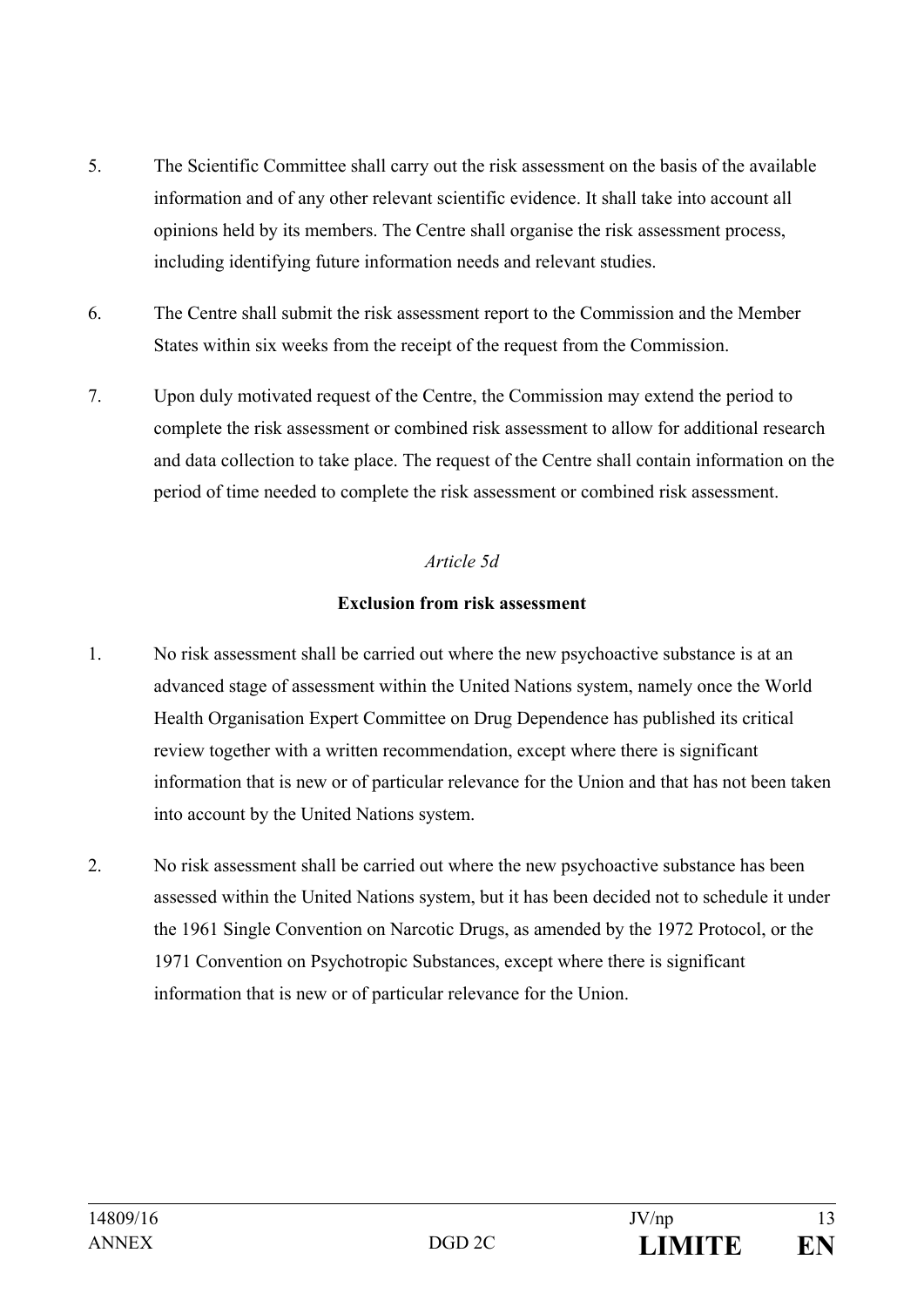5. The Scientific Committee shall carry out the risk assessment on the basis of the available information and of any other relevant scientific evidence. It shall take into account all opinions held by its members. The Centre shall organise the risk assessment process, including identifying future information needs and relevant studies.

6. The Centre shall submit the risk assessment report to the Commission and the Member States within six weeks from the receipt of the request from the Commission.

7. Upon duly motivated request of the Centre, the Commission may extend the period to complete the risk assessment or combined risk assessment to allow for additional research and data collection to take place. The request of the Centre shall contain information on the period of time needed to complete the risk assessment or combined risk assessment.

*Article 5d*

**Exclusion from risk assessment**

1. No risk assessment shall be carried out where the new psychoactive substance is at an advanced stage of assessment within the United Nations system, namely once the World Health Organisation Expert Committee on Drug Dependence has published its critical review together with a written recommendation, except where there is significant information that is new or of particular relevance for the Union and that has not been taken into account by the United Nations system.

2. No risk assessment shall be carried out where the new psychoactive substance has been assessed within the United Nations system, but it has been decided not to schedule it under the 1961 Single Convention on Narcotic Drugs, as amended by the 1972 Protocol, or the 1971 Convention on Psychotropic Substances, except where there is significant information that is new or of particular relevance for the Union.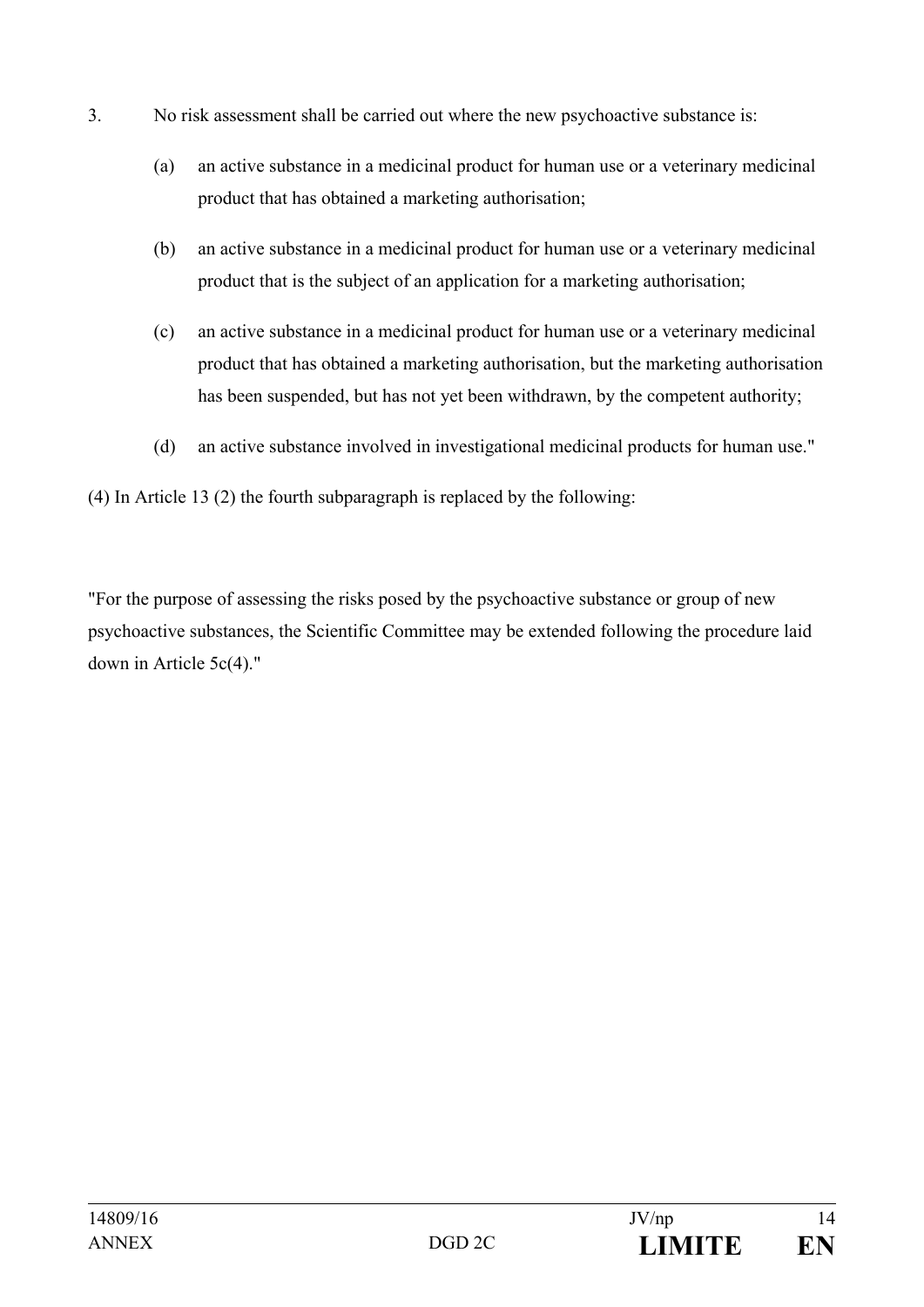3. No risk assessment shall be carried out where the new psychoactive substance is:

   (a) an active substance in a medicinal product for human use or a veterinary medicinal product that has obtained a marketing authorisation;

   (b) an active substance in a medicinal product for human use or a veterinary medicinal product that is the subject of an application for a marketing authorisation;

   (c) an active substance in a medicinal product for human use or a veterinary medicinal product that has obtained a marketing authorisation, but the marketing authorisation has been suspended, but has not yet been withdrawn, by the competent authority;

   (d) an active substance involved in investigational medicinal products for human use."

(4) In Article 13 (2) the fourth subparagraph is replaced by the following:

"For the purpose of assessing the risks posed by the psychoactive substance or group of new psychoactive substances, the Scientific Committee may be extended following the procedure laid down in Article 5c(4)."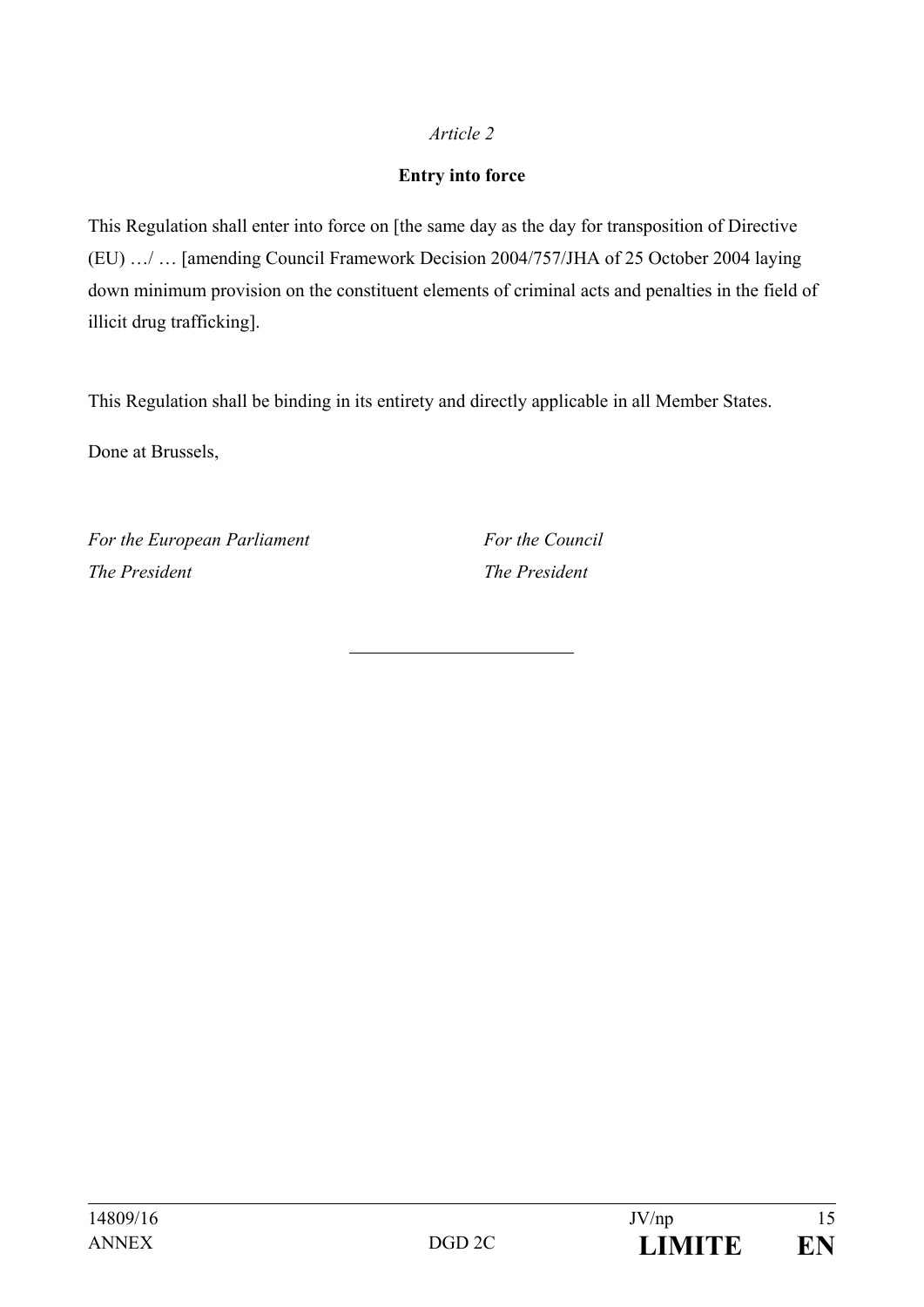*Article 2*

**Entry into force**

This Regulation shall enter into force on [the same day as the day for transposition of Directive (EU) …/ … [amending Council Framework Decision 2004/757/JHA of 25 October 2004 laying down minimum provision on the constituent elements of criminal acts and penalties in the field of illicit drug trafficking].

This Regulation shall be binding in its entirety and directly applicable in all Member States.

Done at Brussels,

*For the European Parliament*
*The President*

*For the Council*
*The President*